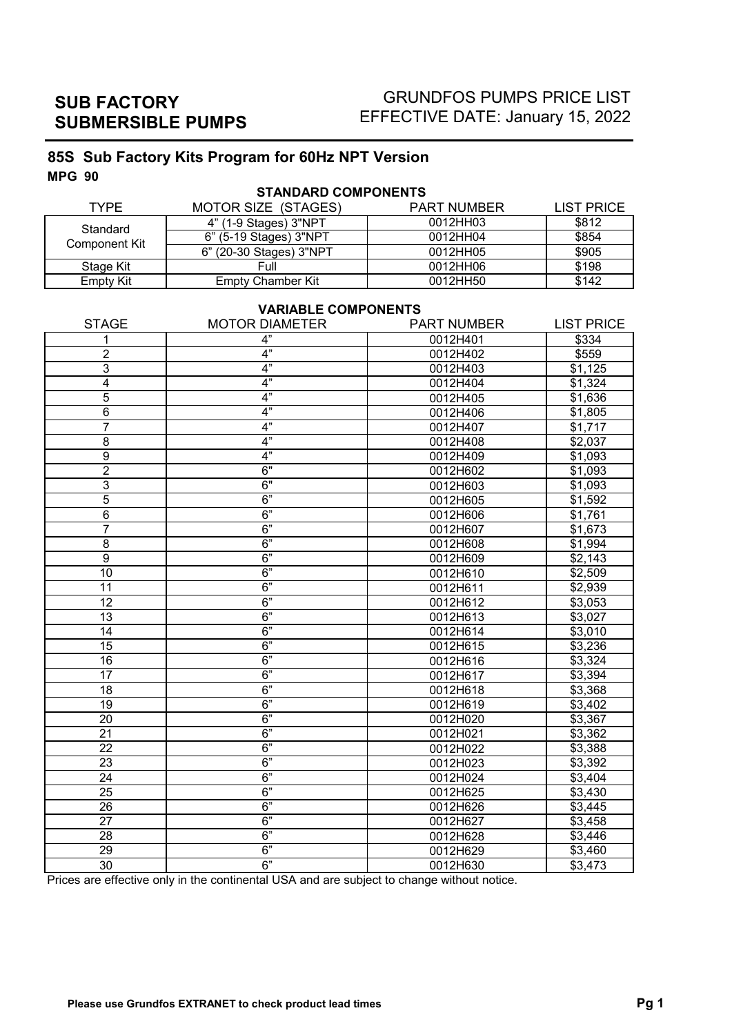# SUB FACTORY SUBMERSIBLE PUMPS

GRUNDFOS PUMPS PRICE LIST
EFFECTIVE DATE: January 15, 2022

## 85S Sub Factory Kits Program for 60Hz NPT Version

**MPG 90**

**STANDARD COMPONENTS**

| TYPE | MOTOR SIZE (STAGES) | PART NUMBER | LIST PRICE |
|---|---|---|---|
| Standard Component Kit | 4" (1-9 Stages) 3"NPT | 0012HH03 | $812 |
| | 6" (5-19 Stages) 3"NPT | 0012HH04 | $854 |
| | 6" (20-30 Stages) 3"NPT | 0012HH05 | $905 |
| Stage Kit | Full | 0012HH06 | $198 |
| Empty Kit | Empty Chamber Kit | 0012HH50 | $142 |

**VARIABLE COMPONENTS**

| STAGE | MOTOR DIAMETER | PART NUMBER | LIST PRICE |
|---|---|---|---|
| 1 | 4" | 0012H401 | $334 |
| 2 | 4" | 0012H402 | $559 |
| 3 | 4" | 0012H403 | $1,125 |
| 4 | 4" | 0012H404 | $1,324 |
| 5 | 4" | 0012H405 | $1,636 |
| 6 | 4" | 0012H406 | $1,805 |
| 7 | 4" | 0012H407 | $1,717 |
| 8 | 4" | 0012H408 | $2,037 |
| 9 | 4" | 0012H409 | $1,093 |
| 2 | 6" | 0012H602 | $1,093 |
| 3 | 6" | 0012H603 | $1,093 |
| 5 | 6" | 0012H605 | $1,592 |
| 6 | 6" | 0012H606 | $1,761 |
| 7 | 6" | 0012H607 | $1,673 |
| 8 | 6" | 0012H608 | $1,994 |
| 9 | 6" | 0012H609 | $2,143 |
| 10 | 6" | 0012H610 | $2,509 |
| 11 | 6" | 0012H611 | $2,939 |
| 12 | 6" | 0012H612 | $3,053 |
| 13 | 6" | 0012H613 | $3,027 |
| 14 | 6" | 0012H614 | $3,010 |
| 15 | 6" | 0012H615 | $3,236 |
| 16 | 6" | 0012H616 | $3,324 |
| 17 | 6" | 0012H617 | $3,394 |
| 18 | 6" | 0012H618 | $3,368 |
| 19 | 6" | 0012H619 | $3,402 |
| 20 | 6" | 0012H020 | $3,367 |
| 21 | 6" | 0012H021 | $3,362 |
| 22 | 6" | 0012H022 | $3,388 |
| 23 | 6" | 0012H023 | $3,392 |
| 24 | 6" | 0012H024 | $3,404 |
| 25 | 6" | 0012H625 | $3,430 |
| 26 | 6" | 0012H626 | $3,445 |
| 27 | 6" | 0012H627 | $3,458 |
| 28 | 6" | 0012H628 | $3,446 |
| 29 | 6" | 0012H629 | $3,460 |
| 30 | 6" | 0012H630 | $3,473 |

Prices are effective only in the continental USA and are subject to change without notice.

**Please use Grundfos EXTRANET to check product lead times**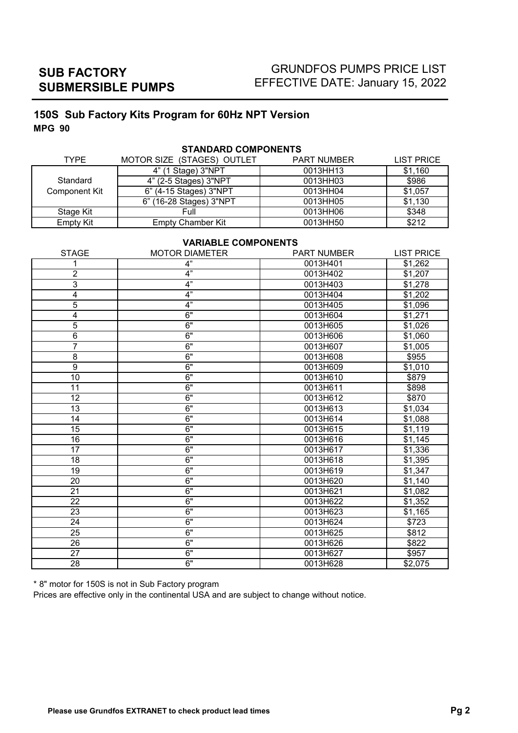# SUB FACTORY SUBMERSIBLE PUMPS

GRUNDFOS PUMPS PRICE LIST
EFFECTIVE DATE: January 15, 2022

## 150S Sub Factory Kits Program for 60Hz NPT Version

**MPG 90**

### STANDARD COMPONENTS

| TYPE | MOTOR SIZE (STAGES) OUTLET | PART NUMBER | LIST PRICE |
|---|---|---|---|
| Standard Component Kit | 4" (1 Stage) 3"NPT | 0013HH13 | $1,160 |
| | 4" (2-5 Stages) 3"NPT | 0013HH03 | $986 |
| | 6" (4-15 Stages) 3"NPT | 0013HH04 | $1,057 |
| | 6" (16-28 Stages) 3"NPT | 0013HH05 | $1,130 |
| Stage Kit | Full | 0013HH06 | $348 |
| Empty Kit | Empty Chamber Kit | 0013HH50 | $212 |

### VARIABLE COMPONENTS

| STAGE | MOTOR DIAMETER | PART NUMBER | LIST PRICE |
|---|---|---|---|
| 1 | 4" | 0013H401 | $1,262 |
| 2 | 4" | 0013H402 | $1,207 |
| 3 | 4" | 0013H403 | $1,278 |
| 4 | 4" | 0013H404 | $1,202 |
| 5 | 4" | 0013H405 | $1,096 |
| 4 | 6" | 0013H604 | $1,271 |
| 5 | 6" | 0013H605 | $1,026 |
| 6 | 6" | 0013H606 | $1,060 |
| 7 | 6" | 0013H607 | $1,005 |
| 8 | 6" | 0013H608 | $955 |
| 9 | 6" | 0013H609 | $1,010 |
| 10 | 6" | 0013H610 | $879 |
| 11 | 6" | 0013H611 | $898 |
| 12 | 6" | 0013H612 | $870 |
| 13 | 6" | 0013H613 | $1,034 |
| 14 | 6" | 0013H614 | $1,088 |
| 15 | 6" | 0013H615 | $1,119 |
| 16 | 6" | 0013H616 | $1,145 |
| 17 | 6" | 0013H617 | $1,336 |
| 18 | 6" | 0013H618 | $1,395 |
| 19 | 6" | 0013H619 | $1,347 |
| 20 | 6" | 0013H620 | $1,140 |
| 21 | 6" | 0013H621 | $1,082 |
| 22 | 6" | 0013H622 | $1,352 |
| 23 | 6" | 0013H623 | $1,165 |
| 24 | 6" | 0013H624 | $723 |
| 25 | 6" | 0013H625 | $812 |
| 26 | 6" | 0013H626 | $822 |
| 27 | 6" | 0013H627 | $957 |
| 28 | 6" | 0013H628 | $2,075 |

* 8" motor for 150S is not in Sub Factory program

Prices are effective only in the continental USA and are subject to change without notice.

**Please use Grundfos EXTRANET to check product lead times**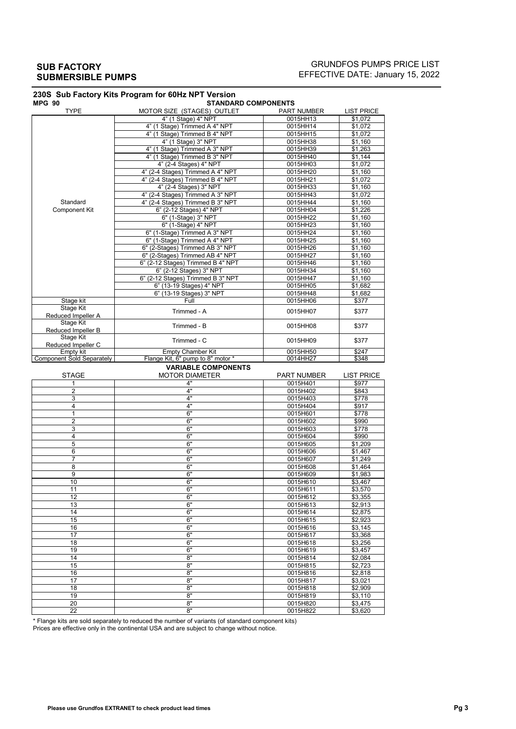## SUB FACTORY SUBMERSIBLE PUMPS

GRUNDFOS PUMPS PRICE LIST
EFFECTIVE DATE: January 15, 2022

### 230S Sub Factory Kits Program for 60Hz NPT Version

**MPG 90** — **STANDARD COMPONENTS**

| TYPE | MOTOR SIZE (STAGES) OUTLET | PART NUMBER | LIST PRICE |
|---|---|---|---|
| Standard Component Kit | 4" (1 Stage) 4" NPT | 0015HH13 | $1,072 |
| | 4" (1 Stage) Trimmed A 4" NPT | 0015HH14 | $1,072 |
| | 4" (1 Stage) Trimmed B 4" NPT | 0015HH15 | $1,072 |
| | 4" (1 Stage) 3" NPT | 0015HH38 | $1,160 |
| | 4" (1 Stage) Trimmed A 3" NPT | 0015HH39 | $1,263 |
| | 4" (1 Stage) Trimmed B 3" NPT | 0015HH40 | $1,144 |
| | 4" (2-4 Stages) 4" NPT | 0015HH03 | $1,072 |
| | 4" (2-4 Stages) Trimmed A 4" NPT | 0015HH20 | $1,160 |
| | 4" (2-4 Stages) Trimmed B 4" NPT | 0015HH21 | $1,072 |
| | 4" (2-4 Stages) 3" NPT | 0015HH33 | $1,160 |
| | 4" (2-4 Stages) Trimmed A 3" NPT | 0015HH43 | $1,072 |
| | 4" (2-4 Stages) Trimmed B 3" NPT | 0015HH44 | $1,160 |
| | 6" (2-12 Stages) 4" NPT | 0015HH04 | $1,226 |
| | 6" (1-Stage) 3" NPT | 0015HH22 | $1,160 |
| | 6" (1-Stage) 4" NPT | 0015HH23 | $1,160 |
| | 6" (1-Stage) Trimmed A 3" NPT | 0015HH24 | $1,160 |
| | 6" (1-Stage) Trimmed A 4" NPT | 0015HH25 | $1,160 |
| | 6" (2-Stages) Trimmed AB 3" NPT | 0015HH26 | $1,160 |
| | 6" (2-Stages) Trimmed AB 4" NPT | 0015HH27 | $1,160 |
| | 6" (2-12 Stages) Trimmed B 4" NPT | 0015HH46 | $1,160 |
| | 6" (2-12 Stages) 3" NPT | 0015HH34 | $1,160 |
| | 6" (2-12 Stages) Trimmed B 3" NPT | 0015HH47 | $1,160 |
| | 6" (13-19 Stages) 4" NPT | 0015HH05 | $1,682 |
| | 6" (13-19 Stages) 3" NPT | 0015HH48 | $1,682 |
| Stage kit | Full | 0015HH06 | $377 |
| Stage Kit Reduced Impeller A | Trimmed - A | 0015HH07 | $377 |
| Stage Kit Reduced Impeller B | Trimmed - B | 0015HH08 | $377 |
| Stage Kit Reduced Impeller C | Trimmed - C | 0015HH09 | $377 |
| Empty kit | Empty Chamber Kit | 0015HH50 | $247 |
| Component Sold Separately | Flange Kit, 6" pump to 8" motor * | 0014HH27 | $348 |

**VARIABLE COMPONENTS**

| STAGE | MOTOR DIAMETER | PART NUMBER | LIST PRICE |
|---|---|---|---|
| 1 | 4" | 0015H401 | $977 |
| 2 | 4" | 0015H402 | $843 |
| 3 | 4" | 0015H403 | $778 |
| 4 | 4" | 0015H404 | $917 |
| 1 | 6" | 0015H601 | $778 |
| 2 | 6" | 0015H602 | $990 |
| 3 | 6" | 0015H603 | $778 |
| 4 | 6" | 0015H604 | $990 |
| 5 | 6" | 0015H605 | $1,209 |
| 6 | 6" | 0015H606 | $1,467 |
| 7 | 6" | 0015H607 | $1,249 |
| 8 | 6" | 0015H608 | $1,464 |
| 9 | 6" | 0015H609 | $1,983 |
| 10 | 6" | 0015H610 | $3,467 |
| 11 | 6" | 0015H611 | $3,570 |
| 12 | 6" | 0015H612 | $3,355 |
| 13 | 6" | 0015H613 | $2,913 |
| 14 | 6" | 0015H614 | $2,875 |
| 15 | 6" | 0015H615 | $2,923 |
| 16 | 6" | 0015H616 | $3,145 |
| 17 | 6" | 0015H617 | $3,368 |
| 18 | 6" | 0015H618 | $3,256 |
| 19 | 6" | 0015H619 | $3,457 |
| 14 | 8" | 0015H814 | $2,084 |
| 15 | 8" | 0015H815 | $2,723 |
| 16 | 8" | 0015H816 | $2,818 |
| 17 | 8" | 0015H817 | $3,021 |
| 18 | 8" | 0015H818 | $2,909 |
| 19 | 8" | 0015H819 | $3,110 |
| 20 | 8" | 0015H820 | $3,475 |
| 22 | 8" | 0015H822 | $3,620 |

\* Flange kits are sold separately to reduced the number of variants (of standard component kits)

Prices are effective only in the continental USA and are subject to change without notice.

**Please use Grundfos EXTRANET to check product lead times**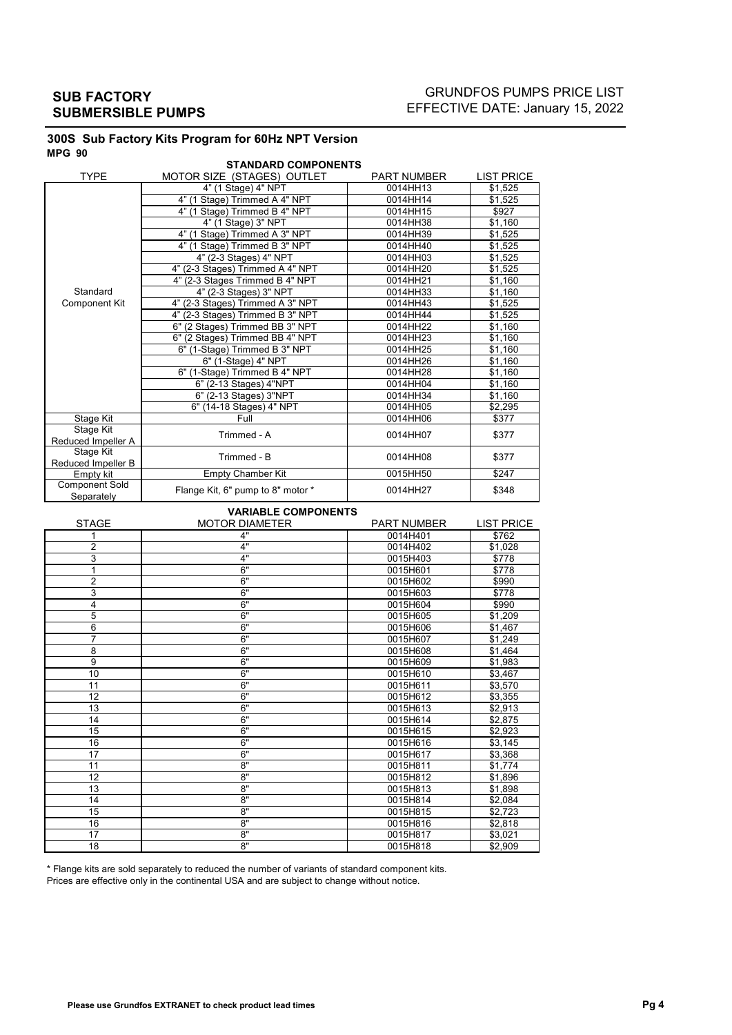**SUB FACTORY**
**SUBMERSIBLE PUMPS**

GRUNDFOS PUMPS PRICE LIST
EFFECTIVE DATE: January 15, 2022

### 300S Sub Factory Kits Program for 60Hz NPT Version

**MPG 90**

**STANDARD COMPONENTS**

| TYPE | MOTOR SIZE (STAGES) OUTLET | PART NUMBER | LIST PRICE |
|---|---|---|---|
| Standard Component Kit | 4" (1 Stage) 4" NPT | 0014HH13 | $1,525 |
| | 4" (1 Stage) Trimmed A 4" NPT | 0014HH14 | $1,525 |
| | 4" (1 Stage) Trimmed B 4" NPT | 0014HH15 | $927 |
| | 4" (1 Stage) 3" NPT | 0014HH38 | $1,160 |
| | 4" (1 Stage) Trimmed A 3" NPT | 0014HH39 | $1,525 |
| | 4" (1 Stage) Trimmed B 3" NPT | 0014HH40 | $1,525 |
| | 4" (2-3 Stages) 4" NPT | 0014HH03 | $1,525 |
| | 4" (2-3 Stages) Trimmed A 4" NPT | 0014HH20 | $1,525 |
| | 4" (2-3 Stages Trimmed B 4" NPT | 0014HH21 | $1,160 |
| | 4" (2-3 Stages) 3" NPT | 0014HH33 | $1,160 |
| | 4" (2-3 Stages) Trimmed A 3" NPT | 0014HH43 | $1,525 |
| | 4" (2-3 Stages) Trimmed B 3" NPT | 0014HH44 | $1,525 |
| | 6" (2 Stages) Trimmed BB 3" NPT | 0014HH22 | $1,160 |
| | 6" (2 Stages) Trimmed BB 4" NPT | 0014HH23 | $1,160 |
| | 6" (1-Stage) Trimmed B 3" NPT | 0014HH25 | $1,160 |
| | 6" (1-Stage) 4" NPT | 0014HH26 | $1,160 |
| | 6" (1-Stage) Trimmed B 4" NPT | 0014HH28 | $1,160 |
| | 6" (2-13 Stages) 4"NPT | 0014HH04 | $1,160 |
| | 6" (2-13 Stages) 3"NPT | 0014HH34 | $1,160 |
| | 6" (14-18 Stages) 4" NPT | 0014HH05 | $2,295 |
| Stage Kit | Full | 0014HH06 | $377 |
| Stage Kit Reduced Impeller A | Trimmed - A | 0014HH07 | $377 |
| Stage Kit Reduced Impeller B | Trimmed - B | 0014HH08 | $377 |
| Empty kit | Empty Chamber Kit | 0015HH50 | $247 |
| Component Sold Separately | Flange Kit, 6" pump to 8" motor * | 0014HH27 | $348 |

**VARIABLE COMPONENTS**

| STAGE | MOTOR DIAMETER | PART NUMBER | LIST PRICE |
|---|---|---|---|
| 1 | 4" | 0014H401 | $762 |
| 2 | 4" | 0014H402 | $1,028 |
| 3 | 4" | 0015H403 | $778 |
| 1 | 6" | 0015H601 | $778 |
| 2 | 6" | 0015H602 | $990 |
| 3 | 6" | 0015H603 | $778 |
| 4 | 6" | 0015H604 | $990 |
| 5 | 6" | 0015H605 | $1,209 |
| 6 | 6" | 0015H606 | $1,467 |
| 7 | 6" | 0015H607 | $1,249 |
| 8 | 6" | 0015H608 | $1,464 |
| 9 | 6" | 0015H609 | $1,983 |
| 10 | 6" | 0015H610 | $3,467 |
| 11 | 6" | 0015H611 | $3,570 |
| 12 | 6" | 0015H612 | $3,355 |
| 13 | 6" | 0015H613 | $2,913 |
| 14 | 6" | 0015H614 | $2,875 |
| 15 | 6" | 0015H615 | $2,923 |
| 16 | 6" | 0015H616 | $3,145 |
| 17 | 6" | 0015H617 | $3,368 |
| 11 | 8" | 0015H811 | $1,774 |
| 12 | 8" | 0015H812 | $1,896 |
| 13 | 8" | 0015H813 | $1,898 |
| 14 | 8" | 0015H814 | $2,084 |
| 15 | 8" | 0015H815 | $2,723 |
| 16 | 8" | 0015H816 | $2,818 |
| 17 | 8" | 0015H817 | $3,021 |
| 18 | 8" | 0015H818 | $2,909 |

\* Flange kits are sold separately to reduced the number of variants of standard component kits.
Prices are effective only in the continental USA and are subject to change without notice.

**Please use Grundfos EXTRANET to check product lead times**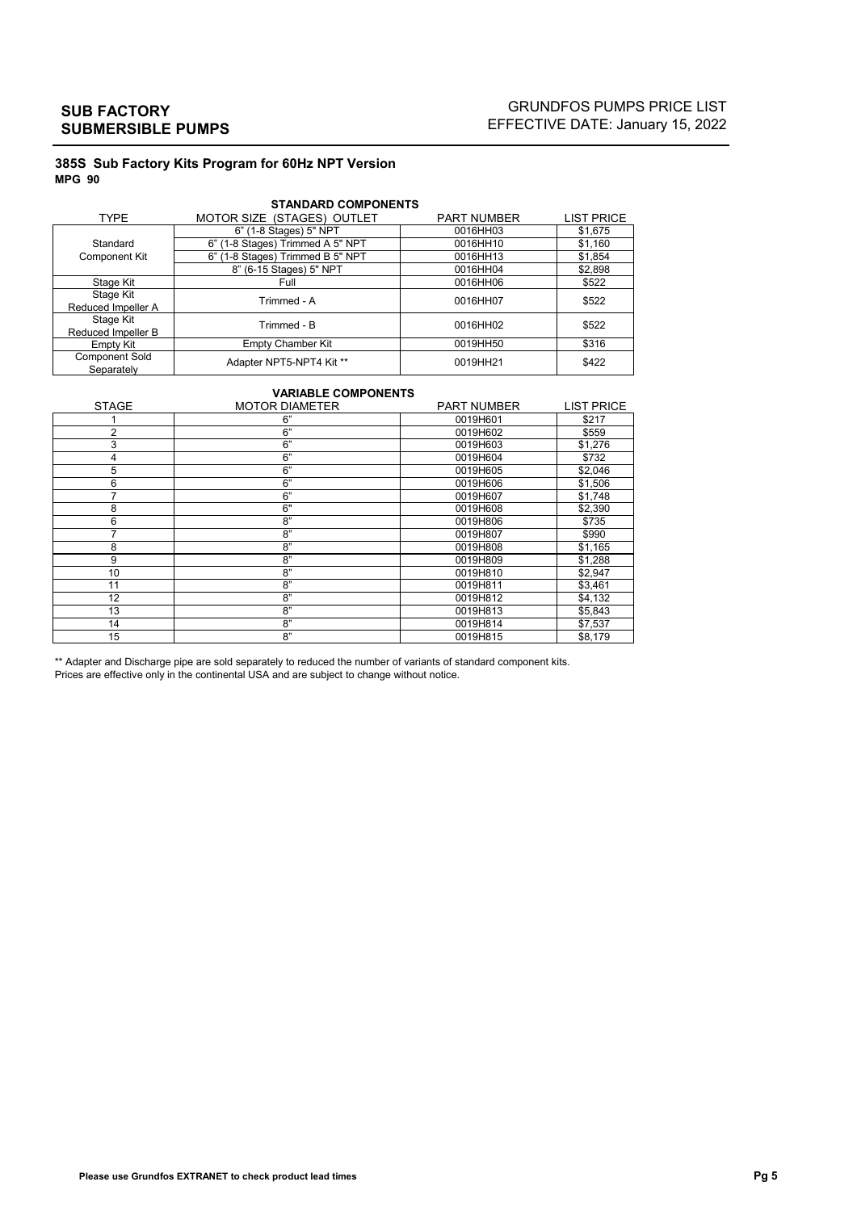**SUB FACTORY**
**SUBMERSIBLE PUMPS**

GRUNDFOS PUMPS PRICE LIST
EFFECTIVE DATE: January 15, 2022

### 385S Sub Factory Kits Program for 60Hz NPT Version

**MPG 90**

**STANDARD COMPONENTS**

| TYPE | MOTOR SIZE (STAGES) OUTLET | PART NUMBER | LIST PRICE |
|---|---|---|---|
| Standard Component Kit | 6" (1-8 Stages) 5" NPT | 0016HH03 | $1,675 |
| | 6" (1-8 Stages) Trimmed A 5" NPT | 0016HH10 | $1,160 |
| | 6" (1-8 Stages) Trimmed B 5" NPT | 0016HH13 | $1,854 |
| | 8" (6-15 Stages) 5" NPT | 0016HH04 | $2,898 |
| Stage Kit | Full | 0016HH06 | $522 |
| Stage Kit Reduced Impeller A | Trimmed - A | 0016HH07 | $522 |
| Stage Kit Reduced Impeller B | Trimmed - B | 0016HH02 | $522 |
| Empty Kit | Empty Chamber Kit | 0019HH50 | $316 |
| Component Sold Separately | Adapter NPT5-NPT4 Kit ** | 0019HH21 | $422 |

**VARIABLE COMPONENTS**

| STAGE | MOTOR DIAMETER | PART NUMBER | LIST PRICE |
|---|---|---|---|
| 1 | 6" | 0019H601 | $217 |
| 2 | 6" | 0019H602 | $559 |
| 3 | 6" | 0019H603 | $1,276 |
| 4 | 6" | 0019H604 | $732 |
| 5 | 6" | 0019H605 | $2,046 |
| 6 | 6" | 0019H606 | $1,506 |
| 7 | 6" | 0019H607 | $1,748 |
| 8 | 6" | 0019H608 | $2,390 |
| 6 | 8" | 0019H806 | $735 |
| 7 | 8" | 0019H807 | $990 |
| 8 | 8" | 0019H808 | $1,165 |
| 9 | 8" | 0019H809 | $1,288 |
| 10 | 8" | 0019H810 | $2,947 |
| 11 | 8" | 0019H811 | $3,461 |
| 12 | 8" | 0019H812 | $4,132 |
| 13 | 8" | 0019H813 | $5,843 |
| 14 | 8" | 0019H814 | $7,537 |
| 15 | 8" | 0019H815 | $8,179 |

** Adapter and Discharge pipe are sold separately to reduced the number of variants of standard component kits.
Prices are effective only in the continental USA and are subject to change without notice.

**Please use Grundfos EXTRANET to check product lead times**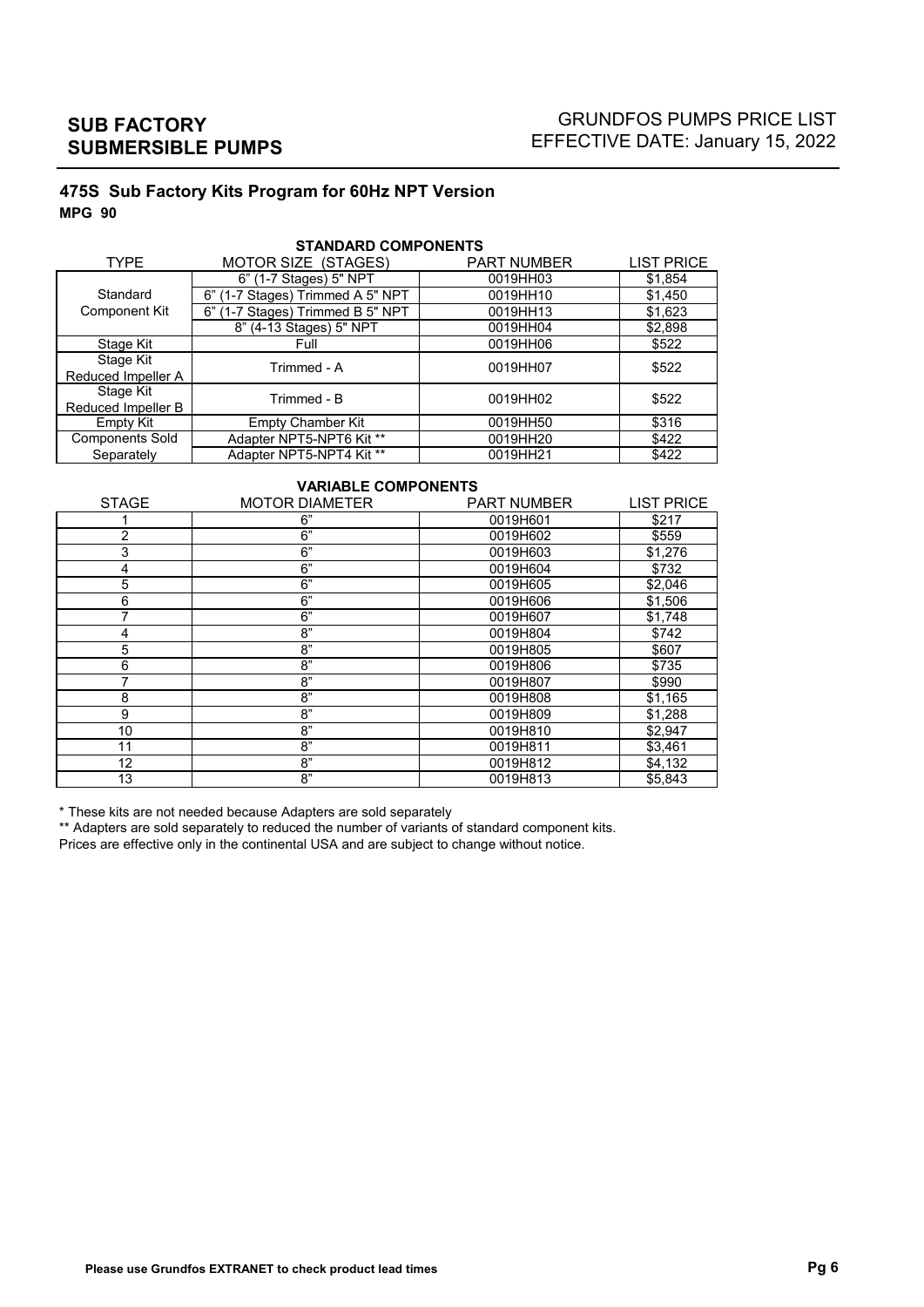# SUB FACTORY SUBMERSIBLE PUMPS

GRUNDFOS PUMPS PRICE LIST
EFFECTIVE DATE: January 15, 2022

## 475S Sub Factory Kits Program for 60Hz NPT Version

**MPG 90**

**STANDARD COMPONENTS**

| TYPE | MOTOR SIZE (STAGES) | PART NUMBER | LIST PRICE |
|---|---|---|---|
| Standard Component Kit | 6" (1-7 Stages) 5" NPT | 0019HH03 | $1,854 |
| | 6" (1-7 Stages) Trimmed A 5" NPT | 0019HH10 | $1,450 |
| | 6" (1-7 Stages) Trimmed B 5" NPT | 0019HH13 | $1,623 |
| | 8" (4-13 Stages) 5" NPT | 0019HH04 | $2,898 |
| Stage Kit | Full | 0019HH06 | $522 |
| Stage Kit Reduced Impeller A | Trimmed - A | 0019HH07 | $522 |
| Stage Kit Reduced Impeller B | Trimmed - B | 0019HH02 | $522 |
| Empty Kit | Empty Chamber Kit | 0019HH50 | $316 |
| Components Sold Separately | Adapter NPT5-NPT6 Kit ** | 0019HH20 | $422 |
| | Adapter NPT5-NPT4 Kit ** | 0019HH21 | $422 |

**VARIABLE COMPONENTS**

| STAGE | MOTOR DIAMETER | PART NUMBER | LIST PRICE |
|---|---|---|---|
| 1 | 6" | 0019H601 | $217 |
| 2 | 6" | 0019H602 | $559 |
| 3 | 6" | 0019H603 | $1,276 |
| 4 | 6" | 0019H604 | $732 |
| 5 | 6" | 0019H605 | $2,046 |
| 6 | 6" | 0019H606 | $1,506 |
| 7 | 6" | 0019H607 | $1,748 |
| 4 | 8" | 0019H804 | $742 |
| 5 | 8" | 0019H805 | $607 |
| 6 | 8" | 0019H806 | $735 |
| 7 | 8" | 0019H807 | $990 |
| 8 | 8" | 0019H808 | $1,165 |
| 9 | 8" | 0019H809 | $1,288 |
| 10 | 8" | 0019H810 | $2,947 |
| 11 | 8" | 0019H811 | $3,461 |
| 12 | 8" | 0019H812 | $4,132 |
| 13 | 8" | 0019H813 | $5,843 |

* These kits are not needed because Adapters are sold separately

** Adapters are sold separately to reduced the number of variants of standard component kits.

Prices are effective only in the continental USA and are subject to change without notice.

**Please use Grundfos EXTRANET to check product lead times**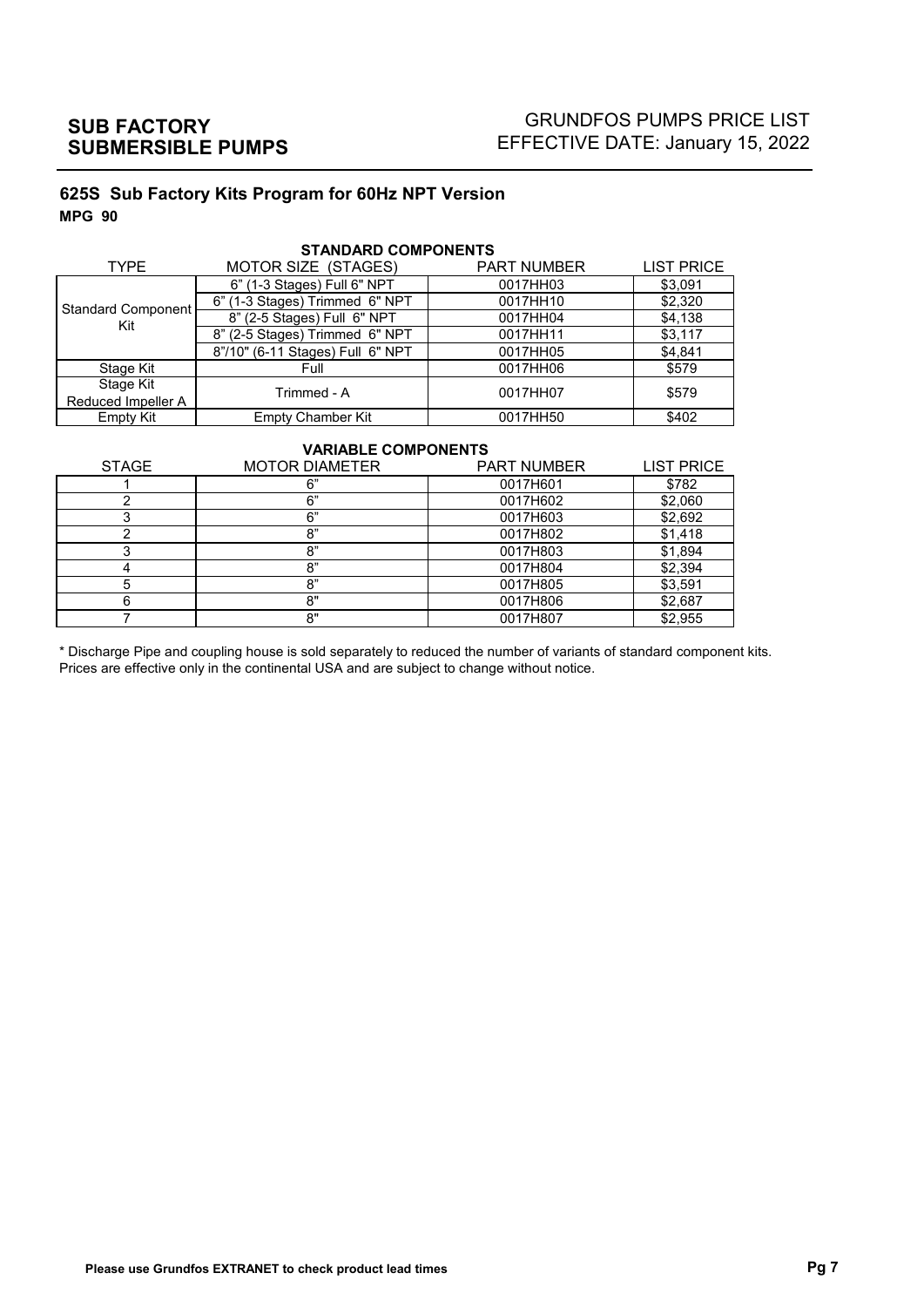# SUB FACTORY SUBMERSIBLE PUMPS

GRUNDFOS PUMPS PRICE LIST
EFFECTIVE DATE: January 15, 2022

## 625S Sub Factory Kits Program for 60Hz NPT Version

**MPG 90**

**STANDARD COMPONENTS**

| TYPE | MOTOR SIZE (STAGES) | PART NUMBER | LIST PRICE |
|---|---|---|---|
| Standard Component Kit | 6" (1-3 Stages) Full 6" NPT | 0017HH03 | $3,091 |
| | 6" (1-3 Stages) Trimmed 6" NPT | 0017HH10 | $2,320 |
| | 8" (2-5 Stages) Full 6" NPT | 0017HH04 | $4,138 |
| | 8" (2-5 Stages) Trimmed 6" NPT | 0017HH11 | $3,117 |
| | 8"/10" (6-11 Stages) Full 6" NPT | 0017HH05 | $4,841 |
| Stage Kit | Full | 0017HH06 | $579 |
| Stage Kit Reduced Impeller A | Trimmed - A | 0017HH07 | $579 |
| Empty Kit | Empty Chamber Kit | 0017HH50 | $402 |

**VARIABLE COMPONENTS**

| STAGE | MOTOR DIAMETER | PART NUMBER | LIST PRICE |
|---|---|---|---|
| 1 | 6" | 0017H601 | $782 |
| 2 | 6" | 0017H602 | $2,060 |
| 3 | 6" | 0017H603 | $2,692 |
| 2 | 8" | 0017H802 | $1,418 |
| 3 | 8" | 0017H803 | $1,894 |
| 4 | 8" | 0017H804 | $2,394 |
| 5 | 8" | 0017H805 | $3,591 |
| 6 | 8" | 0017H806 | $2,687 |
| 7 | 8" | 0017H807 | $2,955 |

* Discharge Pipe and coupling house is sold separately to reduced the number of variants of standard component kits.
Prices are effective only in the continental USA and are subject to change without notice.

**Please use Grundfos EXTRANET to check product lead times**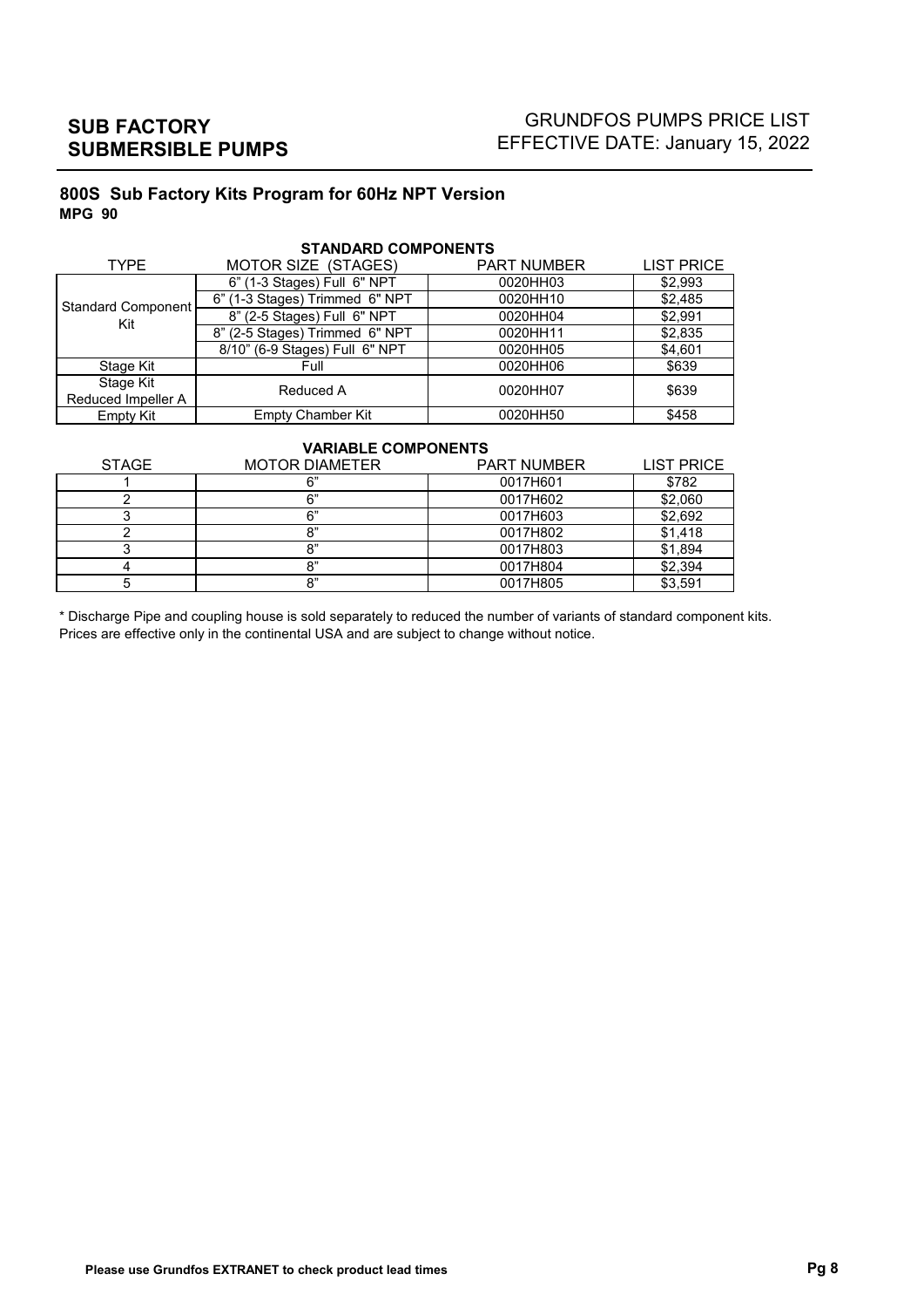# SUB FACTORY SUBMERSIBLE PUMPS

GRUNDFOS PUMPS PRICE LIST
EFFECTIVE DATE: January 15, 2022

## 800S Sub Factory Kits Program for 60Hz NPT Version

**MPG 90**

**STANDARD COMPONENTS**

| TYPE | MOTOR SIZE (STAGES) | PART NUMBER | LIST PRICE |
|---|---|---|---|
| Standard Component Kit | 6" (1-3 Stages) Full 6" NPT | 0020HH03 | $2,993 |
| | 6" (1-3 Stages) Trimmed 6" NPT | 0020HH10 | $2,485 |
| | 8" (2-5 Stages) Full 6" NPT | 0020HH04 | $2,991 |
| | 8" (2-5 Stages) Trimmed 6" NPT | 0020HH11 | $2,835 |
| | 8/10" (6-9 Stages) Full 6" NPT | 0020HH05 | $4,601 |
| Stage Kit | Full | 0020HH06 | $639 |
| Stage Kit Reduced Impeller A | Reduced A | 0020HH07 | $639 |
| Empty Kit | Empty Chamber Kit | 0020HH50 | $458 |

**VARIABLE COMPONENTS**

| STAGE | MOTOR DIAMETER | PART NUMBER | LIST PRICE |
|---|---|---|---|
| 1 | 6" | 0017H601 | $782 |
| 2 | 6" | 0017H602 | $2,060 |
| 3 | 6" | 0017H603 | $2,692 |
| 2 | 8" | 0017H802 | $1,418 |
| 3 | 8" | 0017H803 | $1,894 |
| 4 | 8" | 0017H804 | $2,394 |
| 5 | 8" | 0017H805 | $3,591 |

* Discharge Pipe and coupling house is sold separately to reduced the number of variants of standard component kits.
Prices are effective only in the continental USA and are subject to change without notice.

**Please use Grundfos EXTRANET to check product lead times**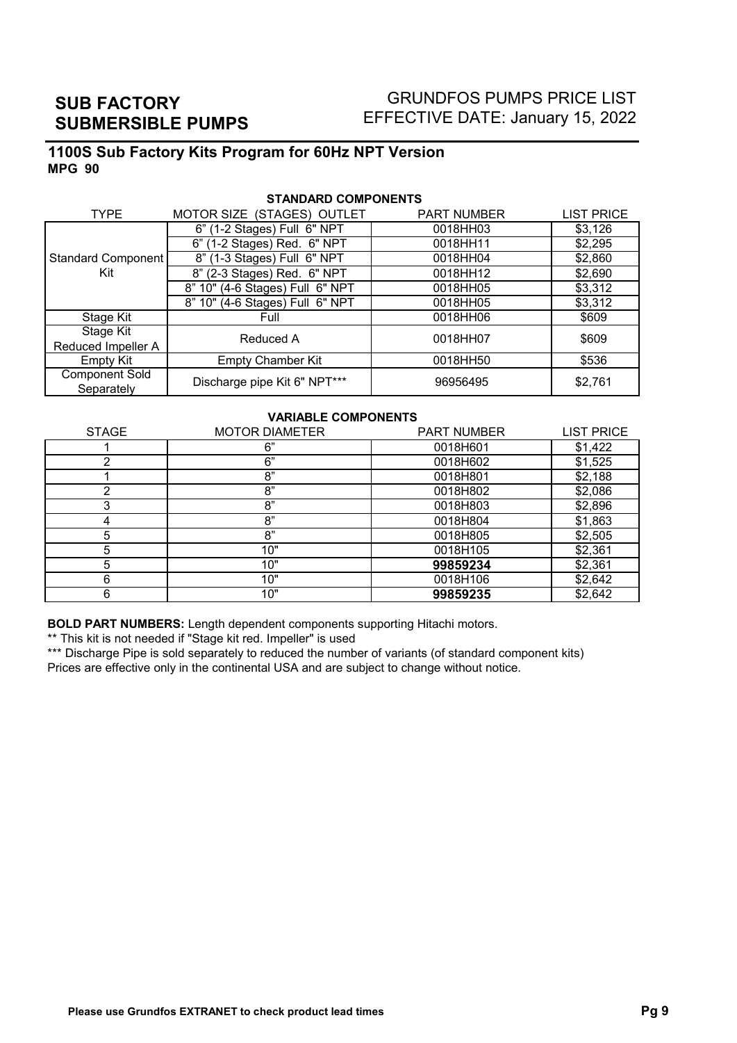# SUB FACTORY SUBMERSIBLE PUMPS

GRUNDFOS PUMPS PRICE LIST
EFFECTIVE DATE: January 15, 2022

## 1100S Sub Factory Kits Program for 60Hz NPT Version
**MPG 90**

**STANDARD COMPONENTS**

| TYPE | MOTOR SIZE (STAGES) OUTLET | PART NUMBER | LIST PRICE |
|---|---|---|---|
| Standard Component Kit | 6" (1-2 Stages) Full 6" NPT | 0018HH03 | $3,126 |
| | 6" (1-2 Stages) Red. 6" NPT | 0018HH11 | $2,295 |
| | 8" (1-3 Stages) Full 6" NPT | 0018HH04 | $2,860 |
| | 8" (2-3 Stages) Red. 6" NPT | 0018HH12 | $2,690 |
| | 8" 10" (4-6 Stages) Full 6" NPT | 0018HH05 | $3,312 |
| | 8" 10" (4-6 Stages) Full 6" NPT | 0018HH05 | $3,312 |
| Stage Kit | Full | 0018HH06 | $609 |
| Stage Kit Reduced Impeller A | Reduced A | 0018HH07 | $609 |
| Empty Kit | Empty Chamber Kit | 0018HH50 | $536 |
| Component Sold Separately | Discharge pipe Kit 6" NPT*** | 96956495 | $2,761 |

**VARIABLE COMPONENTS**

| STAGE | MOTOR DIAMETER | PART NUMBER | LIST PRICE |
|---|---|---|---|
| 1 | 6" | 0018H601 | $1,422 |
| 2 | 6" | 0018H602 | $1,525 |
| 1 | 8" | 0018H801 | $2,188 |
| 2 | 8" | 0018H802 | $2,086 |
| 3 | 8" | 0018H803 | $2,896 |
| 4 | 8" | 0018H804 | $1,863 |
| 5 | 8" | 0018H805 | $2,505 |
| 5 | 10" | 0018H105 | $2,361 |
| 5 | 10" | **99859234** | $2,361 |
| 6 | 10" | 0018H106 | $2,642 |
| 6 | 10" | **99859235** | $2,642 |

**BOLD PART NUMBERS:** Length dependent components supporting Hitachi motors.

** This kit is not needed if "Stage kit red. Impeller" is used

*** Discharge Pipe is sold separately to reduced the number of variants (of standard component kits)

Prices are effective only in the continental USA and are subject to change without notice.

**Please use Grundfos EXTRANET to check product lead times**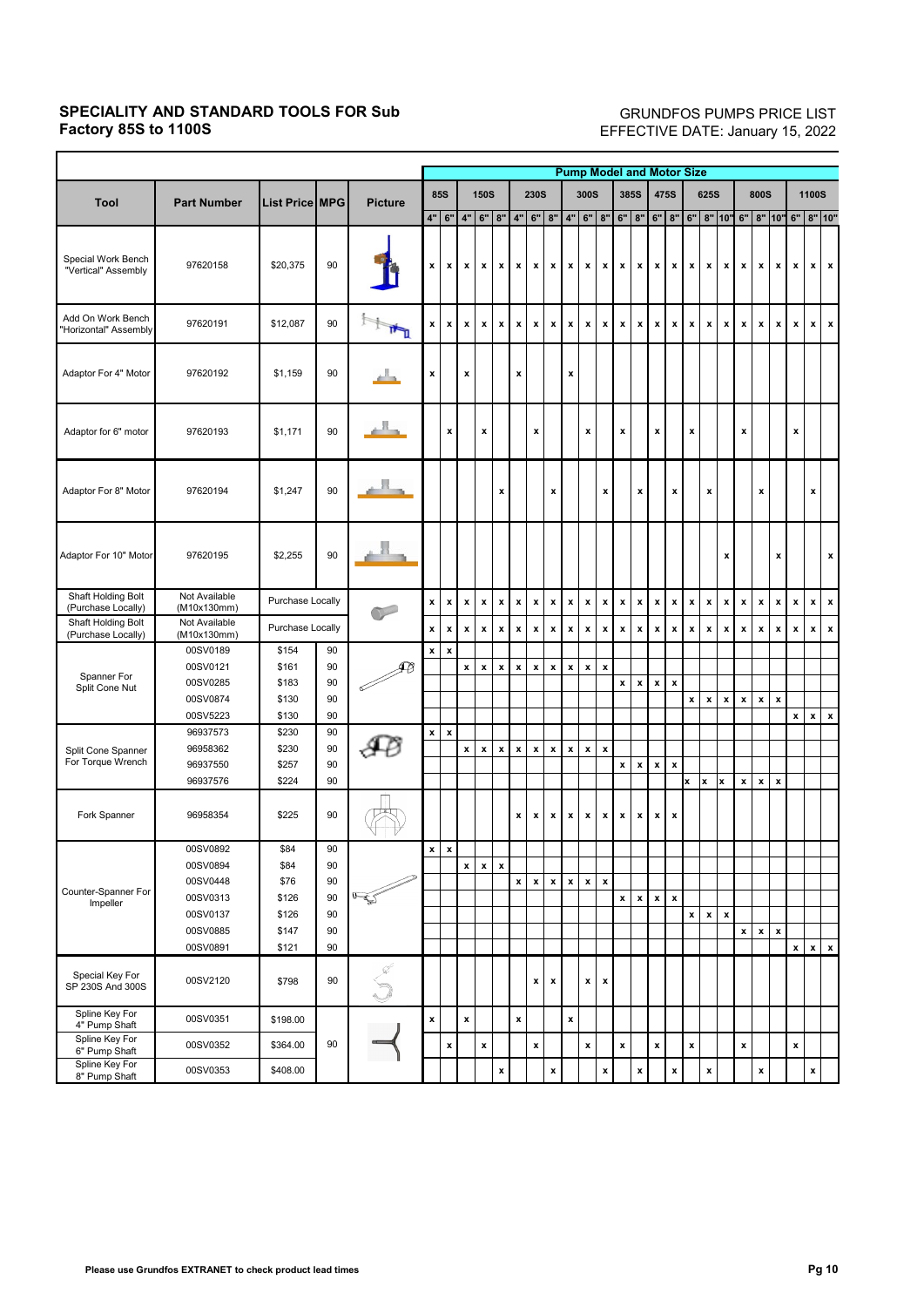# SPECIALITY AND STANDARD TOOLS FOR Sub Factory 85S to 1100S

GRUNDFOS PUMPS PRICE LIST
EFFECTIVE DATE: January 15, 2022

| Tool | Part Number | List Price | MPG | Picture | Pump Model and Motor Size | | | | | | | | | | | | | | | | | | | | | | | |
|---|---|---|---|---|---|---|---|---|---|---|---|---|---|---|---|---|---|---|---|---|---|---|---|---|---|---|---|---|
| | | | | | 85S | | 150S | | | 230S | | | 300S | | | 385S | | 475S | | 625S | | | 800S | | | 1100S | | |
| | | | | | 4" | 6" | 4" | 6" | 8" | 4" | 6" | 8" | 4" | 6" | 8" | 6" | 8" | 6" | 8" | 6" | 8" | 10" | 6" | 8" | 10" | 6" | 8" | 10" |
| Special Work Bench "Vertical" Assembly | 97620158 | $20,375 | 90 | | x | x | x | x | x | x | x | x | x | x | x | x | x | x | x | x | x | x | x | x | x | x | x | x |
| Add On Work Bench "Horizontal" Assembly | 97620191 | $12,087 | 90 | | x | x | x | x | x | x | x | x | x | x | x | x | x | x | x | x | x | x | x | x | x | x | x | x |
| Adaptor For 4" Motor | 97620192 | $1,159 | 90 | | x | | x | | | x | | | x | | | | | | | | | | | | | | | |
| Adaptor for 6" motor | 97620193 | $1,171 | 90 | | | x | | x | | | x | | | x | | x | | x | | x | | | x | | | x | | |
| Adaptor For 8" Motor | 97620194 | $1,247 | 90 | | | | | | x | | | x | | | x | | x | | x | | x | | | x | | | x | |
| Adaptor For 10" Motor | 97620195 | $2,255 | 90 | | | | | | | | | | | | | | | | | | | x | | | x | | | x |
| Shaft Holding Bolt (Purchase Locally) | Not Available (M10x130mm) | Purchase Locally | | | x | x | x | x | x | x | x | x | x | x | x | x | x | x | x | x | x | x | x | x | x | x | x | x |
| Shaft Holding Bolt (Purchase Locally) | Not Available (M10x130mm) | Purchase Locally | | | x | x | x | x | x | x | x | x | x | x | x | x | x | x | x | x | x | x | x | x | x | x | x | x |
| Spanner For Split Cone Nut | 00SV0189 | $154 | 90 | | x | x | | | | | | | | | | | | | | | | | | | | | | |
| | 00SV0121 | $161 | 90 | | | | x | x | x | x | x | x | x | x | x | | | | | | | | | | | | | |
| | 00SV0285 | $183 | 90 | | | | | | | | | | | | | x | x | x | x | | | | | | | | | |
| | 00SV0874 | $130 | 90 | | | | | | | | | | | | | | | | | x | x | x | x | x | x | | | |
| | 00SV5223 | $130 | 90 | | | | | | | | | | | | | | | | | | | | | | | x | x | x |
| Split Cone Spanner For Torque Wrench | 96937573 | $230 | 90 | | x | x | | | | | | | | | | | | | | | | | | | | | | |
| | 96958362 | $230 | 90 | | | | x | x | x | x | x | x | x | x | x | | | | | | | | | | | | | |
| | 96937550 | $257 | 90 | | | | | | | | | | | | | x | x | x | x | | | | | | | | | |
| | 96937576 | $224 | 90 | | | | | | | | | | | | | | | | | x | x | x | x | x | x | | | |
| Fork Spanner | 96958354 | $225 | 90 | | | | | | | x | x | x | x | x | x | x | x | x | x | | | | | | | | | |
| Counter-Spanner For Impeller | 00SV0892 | $84 | 90 | | x | x | | | | | | | | | | | | | | | | | | | | | | |
| | 00SV0894 | $84 | 90 | | | | x | x | x | | | | | | | | | | | | | | | | | | | |
| | 00SV0448 | $76 | 90 | | | | | | | x | x | x | x | x | x | | | | | | | | | | | | | |
| | 00SV0313 | $126 | 90 | | | | | | | | | | | | | x | x | x | x | | | | | | | | | |
| | 00SV0137 | $126 | 90 | | | | | | | | | | | | | | | | | x | x | x | | | | | | |
| | 00SV0885 | $147 | 90 | | | | | | | | | | | | | | | | | | | | x | x | x | | | |
| | 00SV0891 | $121 | 90 | | | | | | | | | | | | | | | | | | | | | | | x | x | x |
| Special Key For SP 230S And 300S | 00SV2120 | $798 | 90 | | | | | | | | x | x | | x | x | | | | | | | | | | | | | |
| Spline Key For 4" Pump Shaft | 00SV0351 | $198.00 | 90 | | x | | x | | | x | | | x | | | | | | | | | | | | | | | |
| Spline Key For 6" Pump Shaft | 00SV0352 | $364.00 | | | | x | | x | | | x | | | x | | x | | x | | x | | | x | | | x | | |
| Spline Key For 8" Pump Shaft | 00SV0353 | $408.00 | | | | | | | x | | | x | | | x | | x | | x | | x | | | x | | | x | |

Please use Grundfos EXTRANET to check product lead times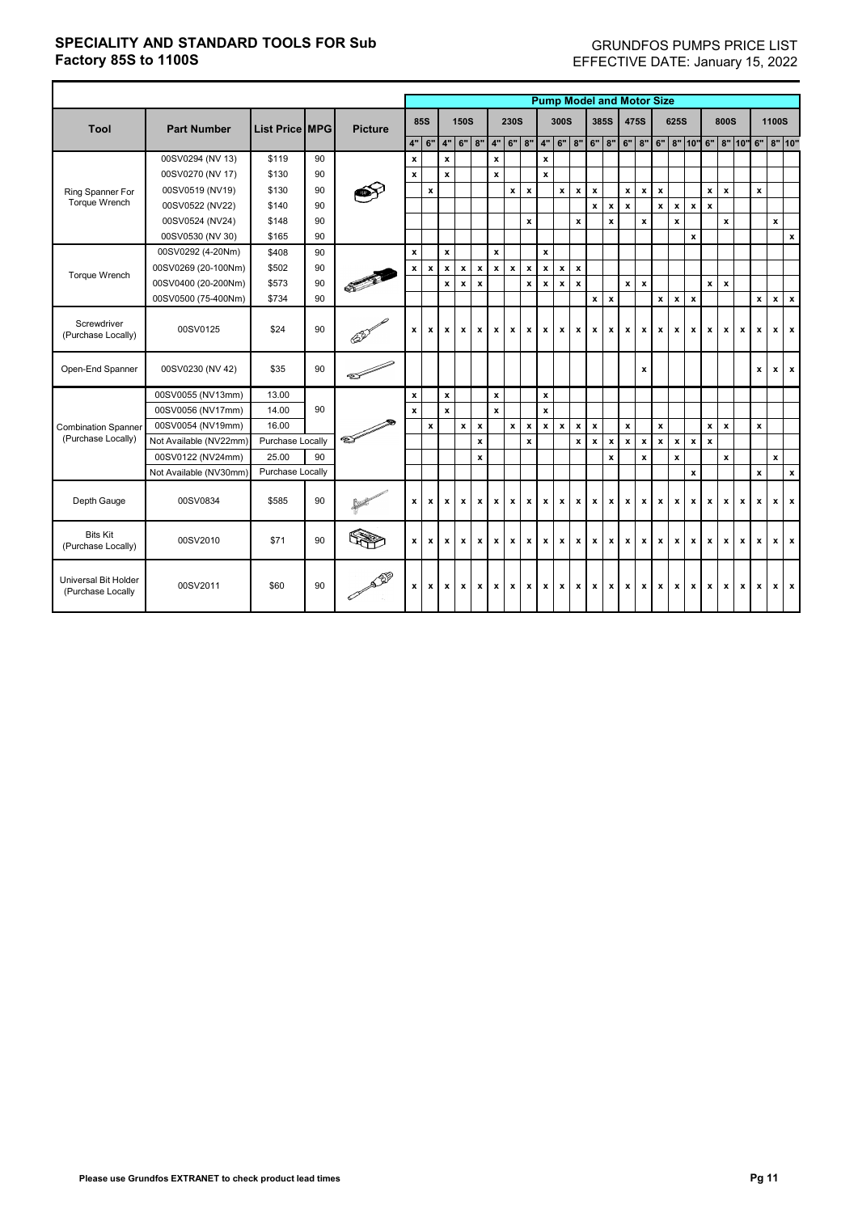# SPECIALITY AND STANDARD TOOLS FOR Sub Factory 85S to 1100S

GRUNDFOS PUMPS PRICE LIST
EFFECTIVE DATE: January 15, 2022

| Tool | Part Number | List Price | MPG | Picture | Pump Model and Motor Size | | | | | | | | | | | | | | | | | | | | | | | |
|---|---|---|---|---|---|---|---|---|---|---|---|---|---|---|---|---|---|---|---|---|---|---|---|---|---|---|---|---|
| | | | | | 85S | | 150S | | | 230S | | | 300S | | | 385S | | 475S | | 625S | | | 800S | | | 1100S | | |
| | | | | | 4" | 6" | 4" | 6" | 8" | 4" | 6" | 8" | 4" | 6" | 8" | 6" | 8" | 6" | 8" | 6" | 8" | 10" | 6" | 8" | 10" | 6" | 8" | 10" |
| Ring Spanner For Torque Wrench | 00SV0294 (NV 13) | $119 | 90 | | x | | x | | | x | | | x | | | | | | | | | | | | | | | |
| | 00SV0270 (NV 17) | $130 | 90 | | x | | x | | | x | | | x | | | | | | | | | | | | | | | |
| | 00SV0519 (NV19) | $130 | 90 | | | x | | | | | x | x | | x | x | x | | x | x | x | | | x | x | | x | | |
| | 00SV0522 (NV22) | $140 | 90 | | | | | | | | | | | | | x | x | x | | x | x | x | x | | | | | |
| | 00SV0524 (NV24) | $148 | 90 | | | | | | | | | x | | | x | | x | | x | | x | | | x | | | x | |
| | 00SV0530 (NV 30) | $165 | 90 | | | | | | | | | | | | | | | | | | | x | | | | | | x |
| Torque Wrench | 00SV0292 (4-20Nm) | $408 | 90 | | x | | x | | | x | | | x | | | | | | | | | | | | | | | |
| | 00SV0269 (20-100Nm) | $502 | 90 | | x | x | x | x | x | x | x | x | x | x | x | | | | | | | | | | | | | |
| | 00SV0400 (20-200Nm) | $573 | 90 | | | | x | x | x | | | x | x | x | x | | | x | x | | | | x | x | | | | |
| | 00SV0500 (75-400Nm) | $734 | 90 | | | | | | | | | | | | | x | x | | | x | x | x | | | | x | x | x |
| Screwdriver (Purchase Locally) | 00SV0125 | $24 | 90 | | x | x | x | x | x | x | x | x | x | x | x | x | x | x | x | x | x | x | x | x | x | x | x | x |
| Open-End Spanner | 00SV0230 (NV 42) | $35 | 90 | | | | | | | | | | | | | | | | x | | | | | | | x | x | x |
| Combination Spanner (Purchase Locally) | 00SV0055 (NV13mm) | 13.00 | 90 | | x | | x | | | x | | | x | | | | | | | | | | | | | | | |
| | 00SV0056 (NV17mm) | 14.00 | | | x | | x | | | x | | | x | | | | | | | | | | | | | | | |
| | 00SV0054 (NV19mm) | 16.00 | | | | x | | x | x | | x | x | x | x | x | x | | x | | x | | | x | x | | x | | |
| | Not Available (NV22mm) | Purchase Locally | | | | | | | x | | | x | | | x | x | x | x | x | x | x | x | x | | | | | |
| | 00SV0122 (NV24mm) | 25.00 | 90 | | | | | | x | | | | | | | | x | | x | | x | | | x | | | x | |
| | Not Available (NV30mm) | Purchase Locally | | | | | | | | | | | | | | | | | | | | x | | | | x | | x |
| Depth Gauge | 00SV0834 | $585 | 90 | | x | x | x | x | x | x | x | x | x | x | x | x | x | x | x | x | x | x | x | x | x | x | x | x |
| Bits Kit (Purchase Locally) | 00SV2010 | $71 | 90 | | x | x | x | x | x | x | x | x | x | x | x | x | x | x | x | x | x | x | x | x | x | x | x | x |
| Universal Bit Holder (Purchase Locally | 00SV2011 | $60 | 90 | | x | x | x | x | x | x | x | x | x | x | x | x | x | x | x | x | x | x | x | x | x | x | x | x |

**Please use Grundfos EXTRANET to check product lead times**